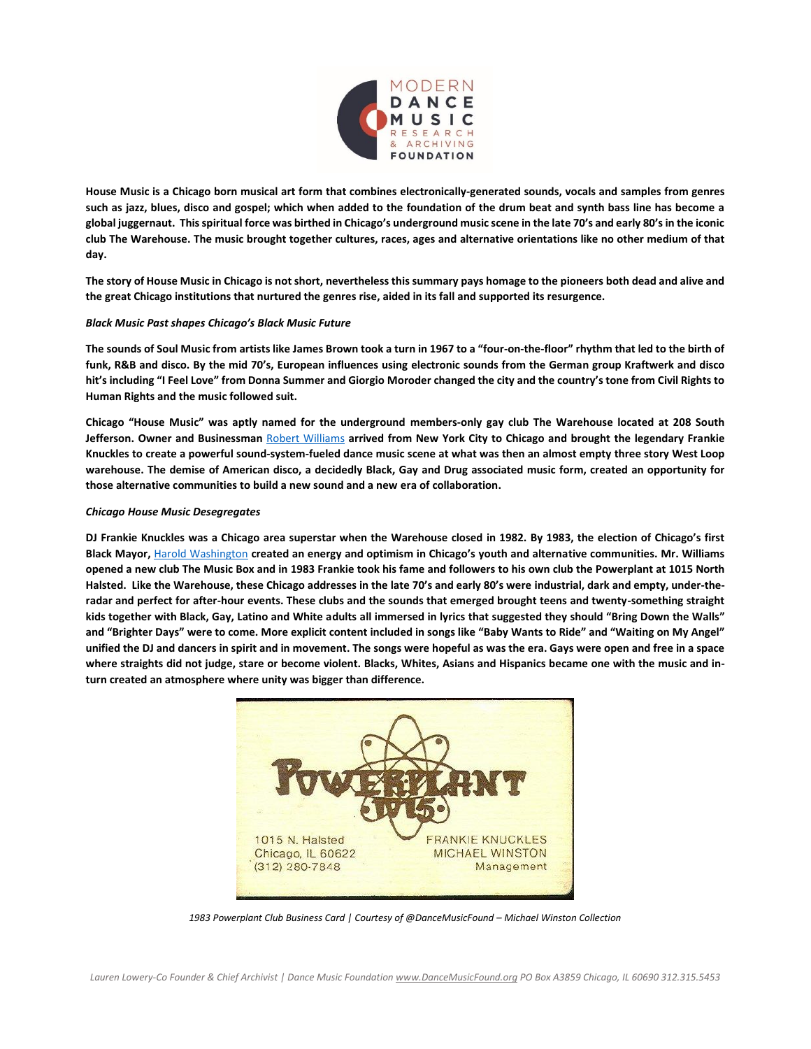House Music is a Chicago born musical art form that combines electronically-generated sounds, vocals and samples from genres such as jazz, blues, disco and gospel; which when added to the foundation of the drum beat and synth bass line has become a global juggernaut. This spiritual force was birthed in Chicago's underground music scene in the late 70's and early 80's in the iconic club The Warehouse. The music brought together cultures, races, ages and alternative orientations like no other medium of that day.

The story of House Music in Chicago is not short, nevertheless this summary pays homage to the pioneers both dead and alive and the great Chicago institutions that nurtured the genres rise, aided in its fall and supported its resurgence.

*Black Music Past shapes Chicago's Black Music Future*

The sounds of Soul Music from artists like James Brown took a turn in 1967 to a "four-on-the-floor" rhythm that led to the birth of funk, R&B and disco. By the mid 70's, European influences using electronic sounds from the German group Kraftwerk and disco hit's including "I Feel Love" from Donna Summer and Giorgio Moroder changed the city and the country's tone from Civil Rights to Human Rights and the music followed suit.

Chicago "House Music" was aptly named for the underground members-only gay club The Warehouse located at 208 South Jefferson. Owner and Businessman Robert Williams arrived from New York City to Chicago and brought the legendary Frankie Knuckles to create a powerful sound-system-fueled dance music scene at what was then an almost empty three story West Loop warehouse. The demise of American disco, a decidedly Black, Gay and Drug associated music form, created an opportunity for those alternative communities to build a new sound and a new era of collaboration.

*Chicago House Music Desegregates*

DJ Frankie Knuckles was a Chicago area superstar when the Warehouse closed in 1982. By 1983, the election of Chicago's first Black Mayor, Harold Washington created an energy and optimism in Chicago's youth and alternative communities. Mr. Williams opened a new club The Music Box and in 1983 Frankie took his fame and followers to his own club the Powerplant at 1015 North Halsted. Like the Warehouse, these Chicago addresses in the late 70's and early 80's were industrial, dark and empty, under-the-radar and perfect for after-hour events. These clubs and the sounds that emerged brought teens and twenty-something straight kids together with Black, Gay, Latino and White adults all immersed in lyrics that suggested they should "Bring Down the Walls" and "Brighter Days" were to come. More explicit content included in songs like "Baby Wants to Ride" and "Waiting on My Angel" unified the DJ and dancers in spirit and in movement. The songs were hopeful as was the era. Gays were open and free in a space where straights did not judge, stare or become violent. Blacks, Whites, Asians and Hispanics became one with the music and in-turn created an atmosphere where unity was bigger than difference.

*1983 Powerplant Club Business Card | Courtesy of @DanceMusicFound – Michael Winston Collection*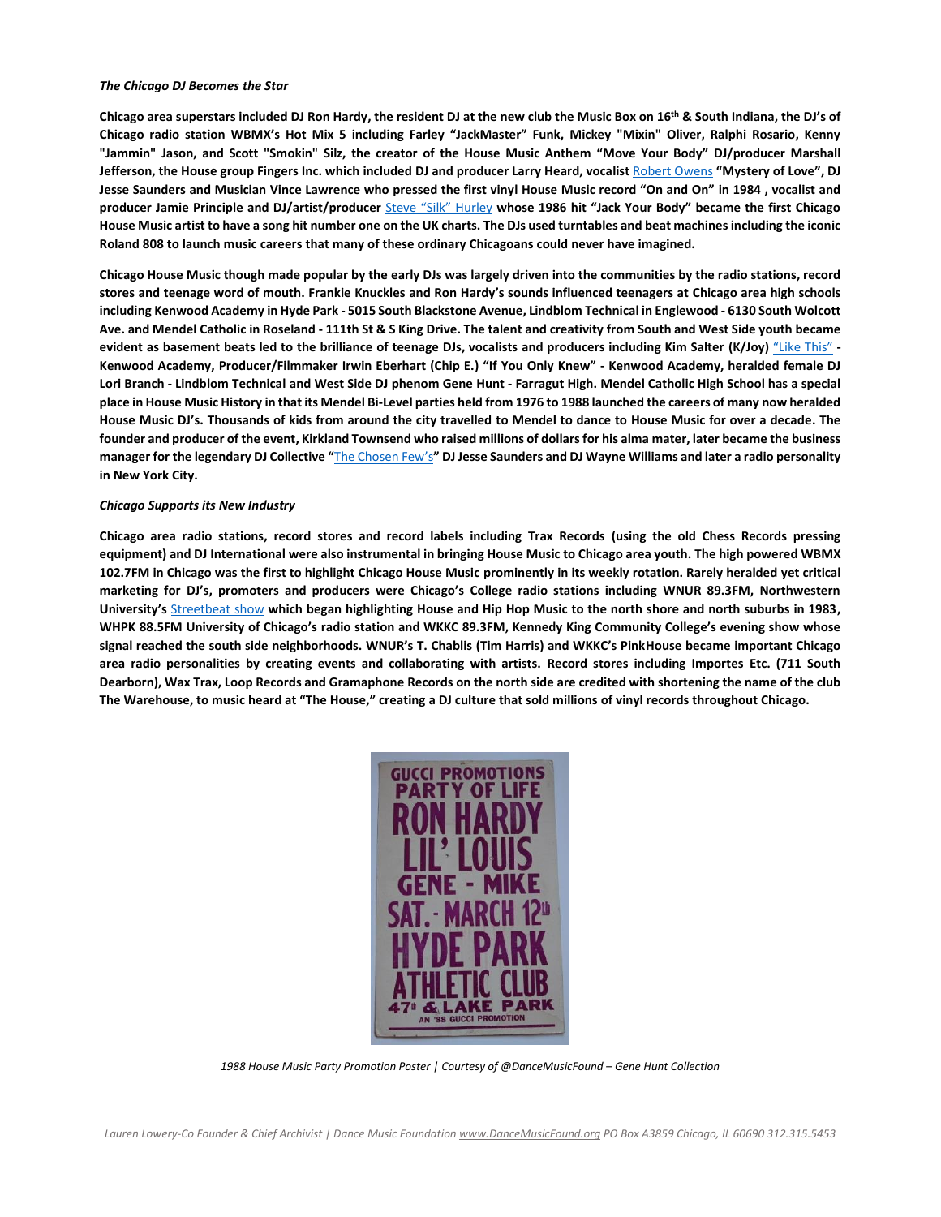*The Chicago DJ Becomes the Star*

**Chicago area superstars included DJ Ron Hardy, the resident DJ at the new club the Music Box on 16th & South Indiana, the DJ's of Chicago radio station WBMX's Hot Mix 5 including Farley "JackMaster" Funk, Mickey "Mixin" Oliver, Ralphi Rosario, Kenny "Jammin" Jason, and Scott "Smokin" Silz, the creator of the House Music Anthem "Move Your Body" DJ/producer Marshall Jefferson, the House group Fingers Inc. which included DJ and producer Larry Heard, vocalist Robert Owens "Mystery of Love", DJ Jesse Saunders and Musician Vince Lawrence who pressed the first vinyl House Music record "On and On" in 1984 , vocalist and producer Jamie Principle and DJ/artist/producer Steve "Silk" Hurley whose 1986 hit "Jack Your Body" became the first Chicago House Music artist to have a song hit number one on the UK charts. The DJs used turntables and beat machines including the iconic Roland 808 to launch music careers that many of these ordinary Chicagoans could never have imagined.**

**Chicago House Music though made popular by the early DJs was largely driven into the communities by the radio stations, record stores and teenage word of mouth. Frankie Knuckles and Ron Hardy's sounds influenced teenagers at Chicago area high schools including Kenwood Academy in Hyde Park - 5015 South Blackstone Avenue, Lindblom Technical in Englewood - 6130 South Wolcott Ave. and Mendel Catholic in Roseland - 111th St & S King Drive. The talent and creativity from South and West Side youth became evident as basement beats led to the brilliance of teenage DJs, vocalists and producers including Kim Salter (K/Joy) "Like This" - Kenwood Academy, Producer/Filmmaker Irwin Eberhart (Chip E.) "If You Only Knew" - Kenwood Academy, heralded female DJ Lori Branch - Lindblom Technical and West Side DJ phenom Gene Hunt - Farragut High. Mendel Catholic High School has a special place in House Music History in that its Mendel Bi-Level parties held from 1976 to 1988 launched the careers of many now heralded House Music DJ's. Thousands of kids from around the city travelled to Mendel to dance to House Music for over a decade. The founder and producer of the event, Kirkland Townsend who raised millions of dollars for his alma mater, later became the business manager for the legendary DJ Collective "The Chosen Few's" DJ Jesse Saunders and DJ Wayne Williams and later a radio personality in New York City.**

*Chicago Supports its New Industry*

**Chicago area radio stations, record stores and record labels including Trax Records (using the old Chess Records pressing equipment) and DJ International were also instrumental in bringing House Music to Chicago area youth. The high powered WBMX 102.7FM in Chicago was the first to highlight Chicago House Music prominently in its weekly rotation. Rarely heralded yet critical marketing for DJ's, promoters and producers were Chicago's College radio stations including WNUR 89.3FM, Northwestern University's Streetbeat show which began highlighting House and Hip Hop Music to the north shore and north suburbs in 1983, WHPK 88.5FM University of Chicago's radio station and WKKC 89.3FM, Kennedy King Community College's evening show whose signal reached the south side neighborhoods. WNUR's T. Chablis (Tim Harris) and WKKC's PinkHouse became important Chicago area radio personalities by creating events and collaborating with artists. Record stores including Importes Etc. (711 South Dearborn), Wax Trax, Loop Records and Gramaphone Records on the north side are credited with shortening the name of the club The Warehouse, to music heard at "The House," creating a DJ culture that sold millions of vinyl records throughout Chicago.**

*1988 House Music Party Promotion Poster | Courtesy of @DanceMusicFound – Gene Hunt Collection*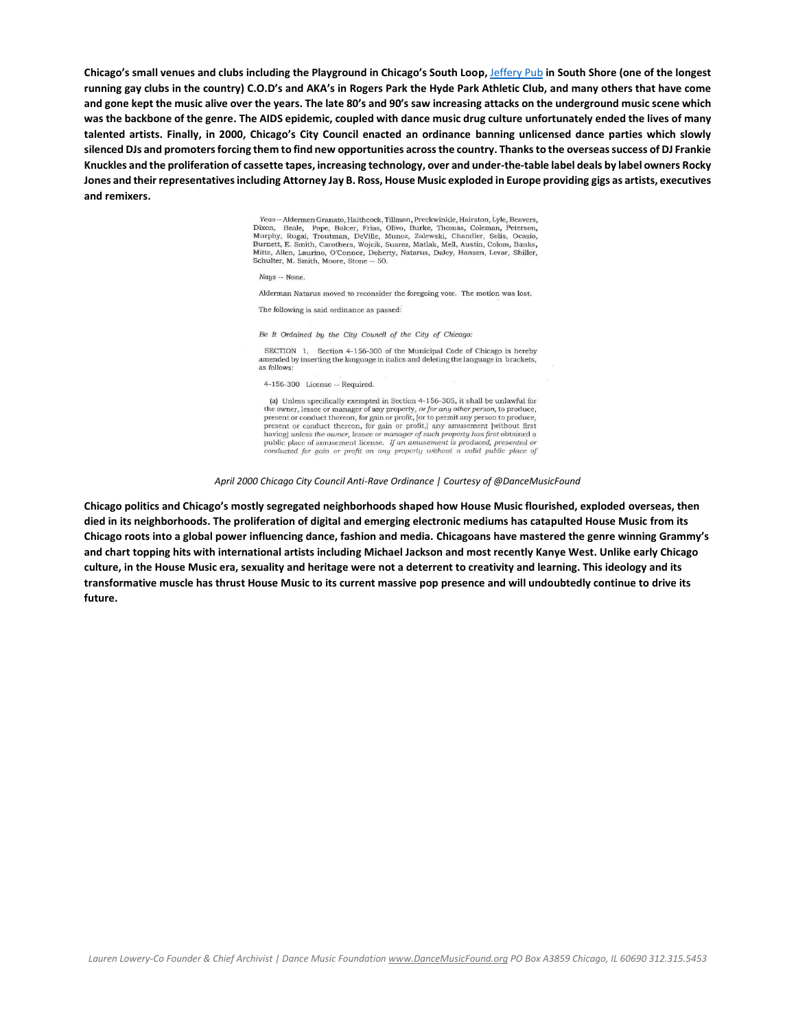**Chicago's small venues and clubs including the Playground in Chicago's South Loop, [Jeffery Pub] in South Shore (one of the longest running gay clubs in the country) C.O.D's and AKA's in Rogers Park the Hyde Park Athletic Club, and many others that have come and gone kept the music alive over the years. The late 80's and 90's saw increasing attacks on the underground music scene which was the backbone of the genre. The AIDS epidemic, coupled with dance music drug culture unfortunately ended the lives of many talented artists. Finally, in 2000, Chicago's City Council enacted an ordinance banning unlicensed dance parties which slowly silenced DJs and promoters forcing them to find new opportunities across the country. Thanks to the overseas success of DJ Frankie Knuckles and the proliferation of cassette tapes, increasing technology, over and under-the-table label deals by label owners Rocky Jones and their representatives including Attorney Jay B. Ross, House Music exploded in Europe providing gigs as artists, executives and remixers.**

*Yeas* -- Aldermen Granato, Haithcock, Tillman, Preckwinkle, Hairston, Lyle, Beavers, Dixon, Beale, Pope, Balcer, Frias, Olivo, Burke, Thomas, Coleman, Peterson, Murphy, Rugai, Troutman, DeVille, Munoz, Zalewski, Chandler, Solis, Ocasio, Burnett, E. Smith, Carothers, Wojcik, Suarez, Matlak, Mell, Austin, Colom, Banks, Mitts, Allen, Laurino, O'Connor, Doherty, Natarus, Daley, Hansen, Levar, Shiller, Schulter, M. Smith, Moore, Stone -- 50.

*Nays* -- None.

Alderman Natarus moved to reconsider the foregoing vote. The motion was lost.

The following is said ordinance as passed:

*Be It Ordained by the City Council of the City of Chicago:*

SECTION 1. Section 4-156-300 of the Municipal Code of Chicago is hereby amended by inserting the language in italics and deleting the language in brackets, as follows:

4-156-300 License -- Required.

(a) Unless specifically exempted in Section 4-156-305, it shall be unlawful for the owner, lessee or manager of any property, *or for any other person,* to produce, present or conduct thereon, for gain or profit, [or to permit any person to produce, present or conduct thereon, for gain or profit,] any amusement [without first having] *unless the owner, lessee or manager of such property has first* obtained a public place of amusement license. *If an amusement is produced, presented or conducted for gain or profit on any property without a valid public place of*

*April 2000 Chicago City Council Anti-Rave Ordinance | Courtesy of @DanceMusicFound*

**Chicago politics and Chicago's mostly segregated neighborhoods shaped how House Music flourished, exploded overseas, then died in its neighborhoods. The proliferation of digital and emerging electronic mediums has catapulted House Music from its Chicago roots into a global power influencing dance, fashion and media. Chicagoans have mastered the genre winning Grammy's and chart topping hits with international artists including Michael Jackson and most recently Kanye West. Unlike early Chicago culture, in the House Music era, sexuality and heritage were not a deterrent to creativity and learning. This ideology and its transformative muscle has thrust House Music to its current massive pop presence and will undoubtedly continue to drive its future.**

*Lauren Lowery-Co Founder & Chief Archivist | Dance Music Foundation www.DanceMusicFound.org PO Box A3859 Chicago, IL 60690 312.315.5453*